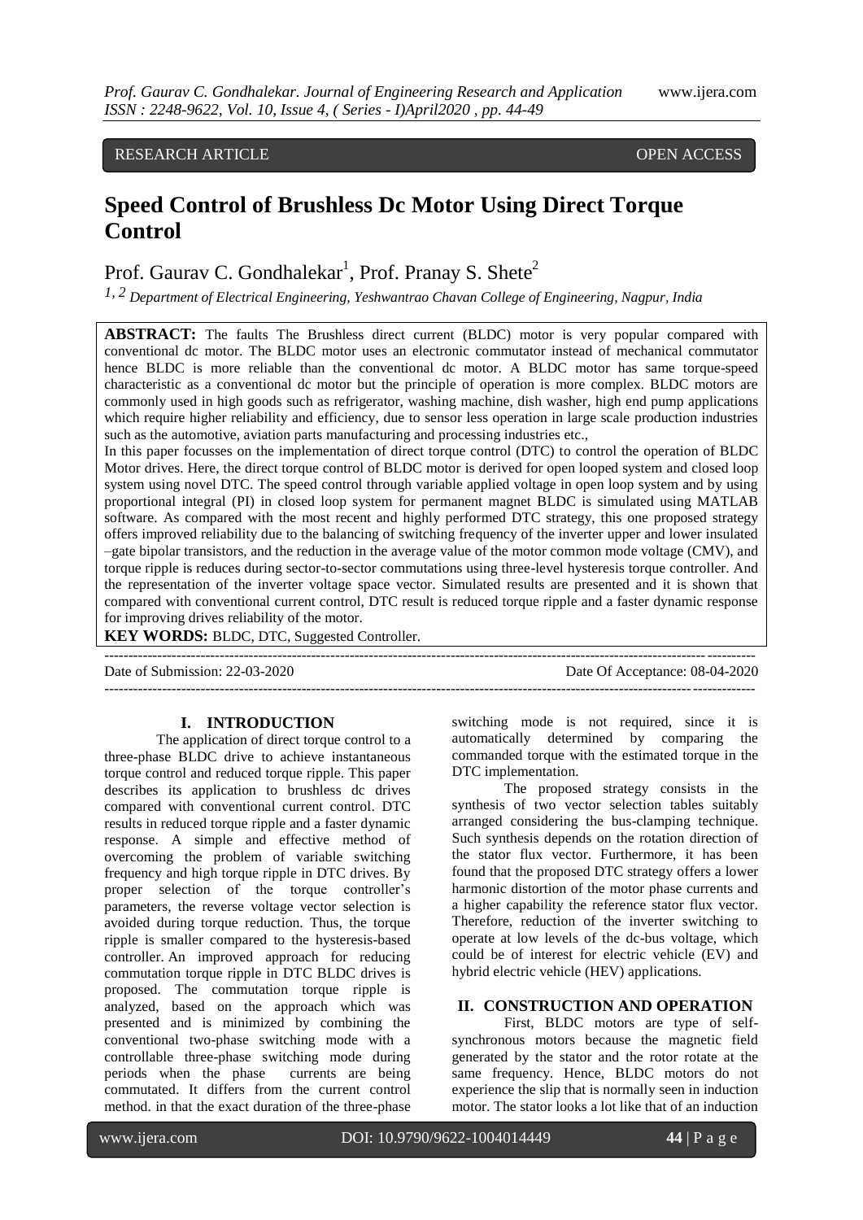RESEARCH ARTICLE OPEN ACCESS

# Speed Control of Brushless Dc Motor Using Direct Torque Control

Prof. Gaurav C. Gondhalekar[1], Prof. Pranay S. Shete[2]

*[1, 2] Department of Electrical Engineering, Yeshwantrao Chavan College of Engineering, Nagpur, India*

**ABSTRACT:** The faults The Brushless direct current (BLDC) motor is very popular compared with conventional dc motor. The BLDC motor uses an electronic commutator instead of mechanical commutator hence BLDC is more reliable than the conventional dc motor. A BLDC motor has same torque-speed characteristic as a conventional dc motor but the principle of operation is more complex. BLDC motors are commonly used in high goods such as refrigerator, washing machine, dish washer, high end pump applications which require higher reliability and efficiency, due to sensor less operation in large scale production industries such as the automotive, aviation parts manufacturing and processing industries etc.,

In this paper focusses on the implementation of direct torque control (DTC) to control the operation of BLDC Motor drives. Here, the direct torque control of BLDC motor is derived for open looped system and closed loop system using novel DTC. The speed control through variable applied voltage in open loop system and by using proportional integral (PI) in closed loop system for permanent magnet BLDC is simulated using MATLAB software. As compared with the most recent and highly performed DTC strategy, this one proposed strategy offers improved reliability due to the balancing of switching frequency of the inverter upper and lower insulated –gate bipolar transistors, and the reduction in the average value of the motor common mode voltage (CMV), and torque ripple is reduces during sector-to-sector commutations using three-level hysteresis torque controller. And the representation of the inverter voltage space vector. Simulated results are presented and it is shown that compared with conventional current control, DTC result is reduced torque ripple and a faster dynamic response for improving drives reliability of the motor.

**KEY WORDS:** BLDC, DTC, Suggested Controller.

Date of Submission: 22-03-2020 Date Of Acceptance: 08-04-2020

## I. INTRODUCTION

The application of direct torque control to a three-phase BLDC drive to achieve instantaneous torque control and reduced torque ripple. This paper describes its application to brushless dc drives compared with conventional current control. DTC results in reduced torque ripple and a faster dynamic response. A simple and effective method of overcoming the problem of variable switching frequency and high torque ripple in DTC drives. By proper selection of the torque controller's parameters, the reverse voltage vector selection is avoided during torque reduction. Thus, the torque ripple is smaller compared to the hysteresis-based controller. An improved approach for reducing commutation torque ripple in DTC BLDC drives is proposed. The commutation torque ripple is analyzed, based on the approach which was presented and is minimized by combining the conventional two-phase switching mode with a controllable three-phase switching mode during periods when the phase currents are being commutated. It differs from the current control method. in that the exact duration of the three-phase switching mode is not required, since it is automatically determined by comparing the commanded torque with the estimated torque in the DTC implementation.

The proposed strategy consists in the synthesis of two vector selection tables suitably arranged considering the bus-clamping technique. Such synthesis depends on the rotation direction of the stator flux vector. Furthermore, it has been found that the proposed DTC strategy offers a lower harmonic distortion of the motor phase currents and a higher capability the reference stator flux vector. Therefore, reduction of the inverter switching to operate at low levels of the dc-bus voltage, which could be of interest for electric vehicle (EV) and hybrid electric vehicle (HEV) applications.

## II. CONSTRUCTION AND OPERATION

First, BLDC motors are type of self-synchronous motors because the magnetic field generated by the stator and the rotor rotate at the same frequency. Hence, BLDC motors do not experience the slip that is normally seen in induction motor. The stator looks a lot like that of an induction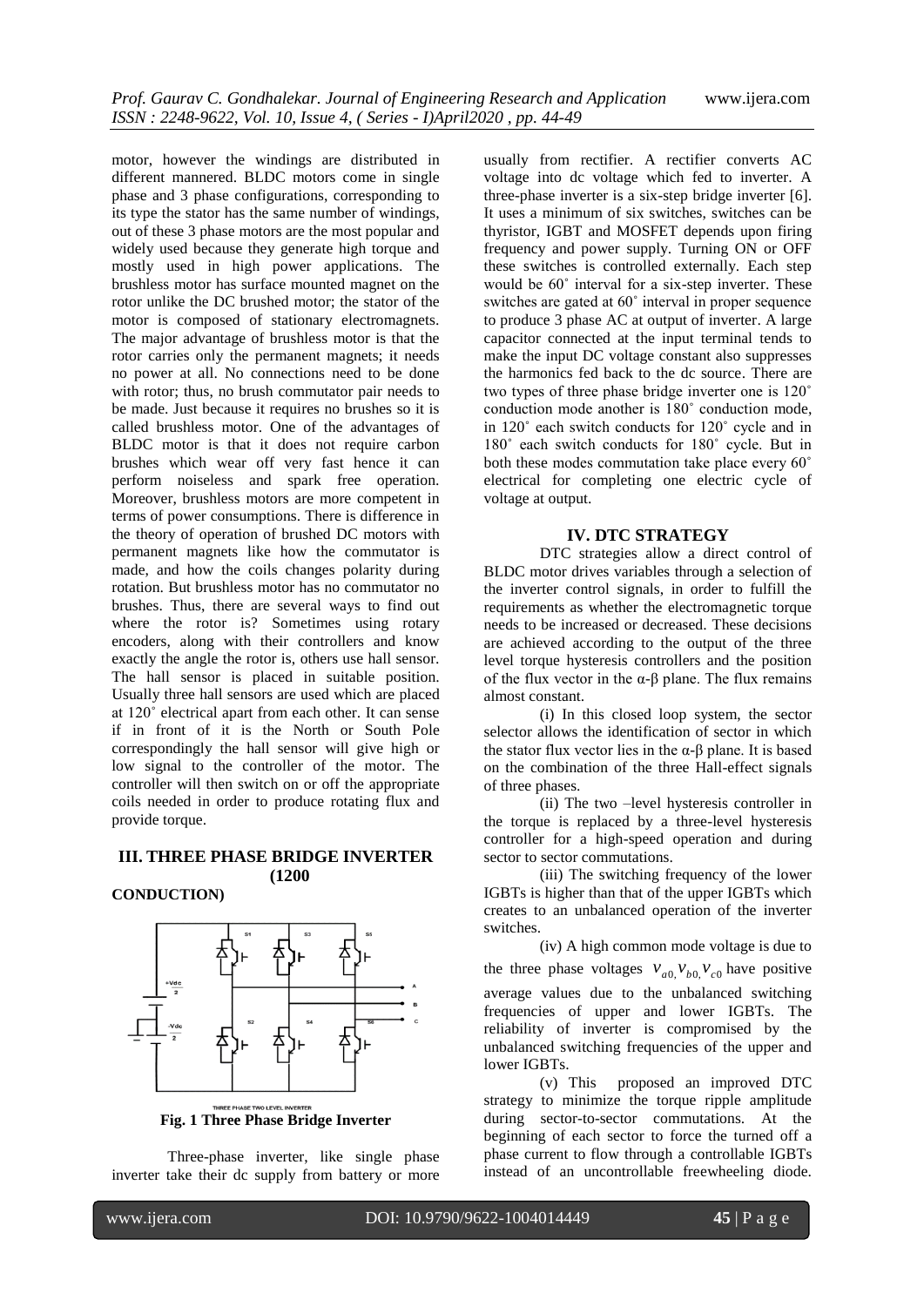motor, however the windings are distributed in different mannered. BLDC motors come in single phase and 3 phase configurations, corresponding to its type the stator has the same number of windings, out of these 3 phase motors are the most popular and widely used because they generate high torque and mostly used in high power applications. The brushless motor has surface mounted magnet on the rotor unlike the DC brushed motor; the stator of the motor is composed of stationary electromagnets. The major advantage of brushless motor is that the rotor carries only the permanent magnets; it needs no power at all. No connections need to be done with rotor; thus, no brush commutator pair needs to be made. Just because it requires no brushes so it is called brushless motor. One of the advantages of BLDC motor is that it does not require carbon brushes which wear off very fast hence it can perform noiseless and spark free operation. Moreover, brushless motors are more competent in terms of power consumptions. There is difference in the theory of operation of brushed DC motors with permanent magnets like how the commutator is made, and how the coils changes polarity during rotation. But brushless motor has no commutator no brushes. Thus, there are several ways to find out where the rotor is? Sometimes using rotary encoders, along with their controllers and know exactly the angle the rotor is, others use hall sensor. The hall sensor is placed in suitable position. Usually three hall sensors are used which are placed at 120˚ electrical apart from each other. It can sense if in front of it is the North or South Pole correspondingly the hall sensor will give high or low signal to the controller of the motor. The controller will then switch on or off the appropriate coils needed in order to produce rotating flux and provide torque.

## III. THREE PHASE BRIDGE INVERTER (1200 CONDUCTION)

**Fig. 1 Three Phase Bridge Inverter**

Three-phase inverter, like single phase inverter take their dc supply from battery or more usually from rectifier. A rectifier converts AC voltage into dc voltage which fed to inverter. A three-phase inverter is a six-step bridge inverter [6]. It uses a minimum of six switches, switches can be thyristor, IGBT and MOSFET depends upon firing frequency and power supply. Turning ON or OFF these switches is controlled externally. Each step would be 60˚ interval for a six-step inverter. These switches are gated at 60˚ interval in proper sequence to produce 3 phase AC at output of inverter. A large capacitor connected at the input terminal tends to make the input DC voltage constant also suppresses the harmonics fed back to the dc source. There are two types of three phase bridge inverter one is 120˚ conduction mode another is 180˚ conduction mode, in 120˚ each switch conducts for 120˚ cycle and in 180˚ each switch conducts for 180˚ cycle. But in both these modes commutation take place every 60˚ electrical for completing one electric cycle of voltage at output.

## IV. DTC STRATEGY

DTC strategies allow a direct control of BLDC motor drives variables through a selection of the inverter control signals, in order to fulfill the requirements as whether the electromagnetic torque needs to be increased or decreased. These decisions are achieved according to the output of the three level torque hysteresis controllers and the position of the flux vector in the α-β plane. The flux remains almost constant.

(i) In this closed loop system, the sector selector allows the identification of sector in which the stator flux vector lies in the α-β plane. It is based on the combination of the three Hall-effect signals of three phases.

(ii) The two –level hysteresis controller in the torque is replaced by a three-level hysteresis controller for a high-speed operation and during sector to sector commutations.

(iii) The switching frequency of the lower IGBTs is higher than that of the upper IGBTs which creates to an unbalanced operation of the inverter switches.

(iv) A high common mode voltage is due to the three phase voltages $v_{a0,}v_{b0,}v_{c0}$ have positive average values due to the unbalanced switching frequencies of upper and lower IGBTs. The reliability of inverter is compromised by the unbalanced switching frequencies of the upper and lower IGBTs.

(v) This proposed an improved DTC strategy to minimize the torque ripple amplitude during sector-to-sector commutations. At the beginning of each sector to force the turned off a phase current to flow through a controllable IGBTs instead of an uncontrollable freewheeling diode.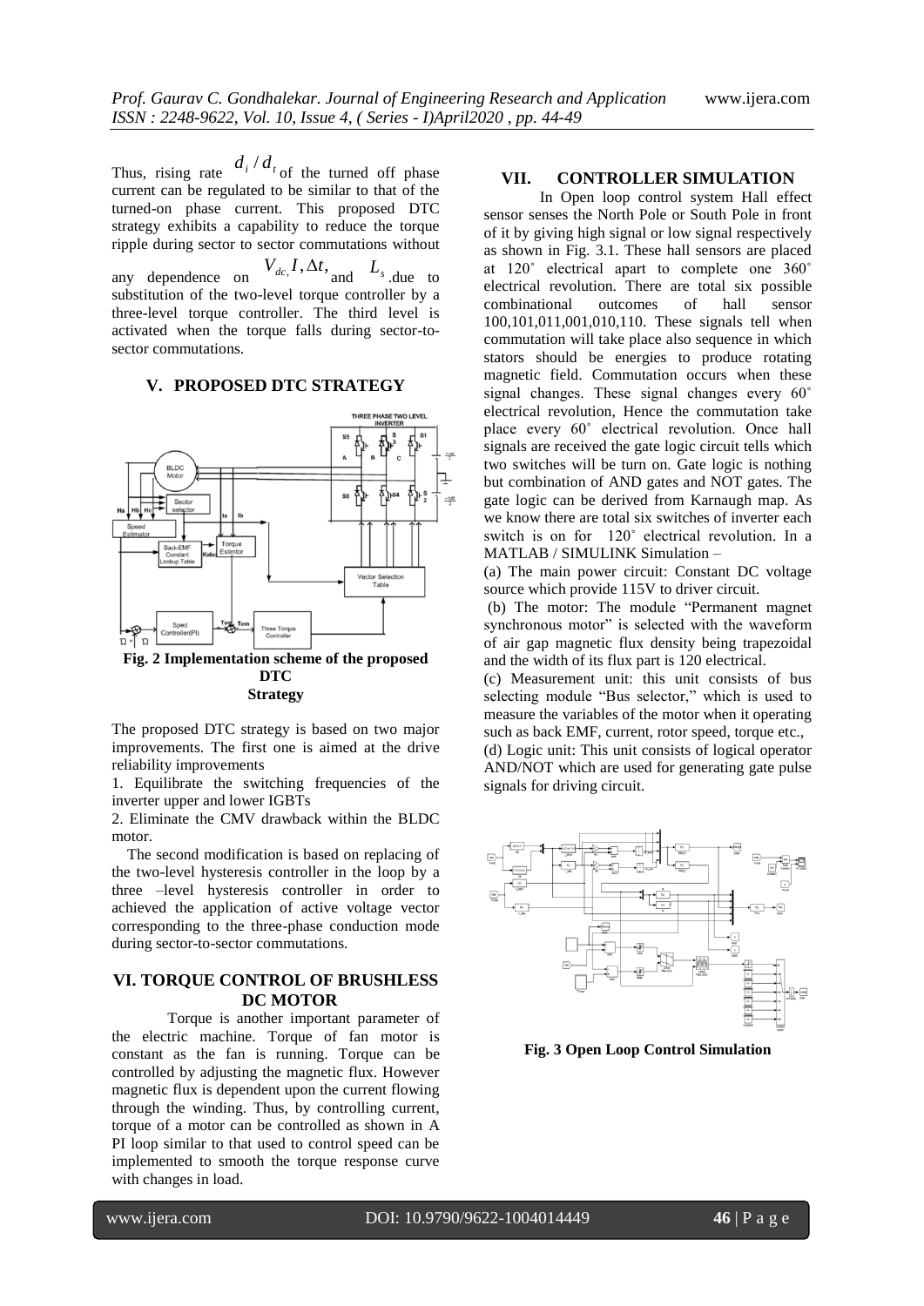Thus, rising rate $d_i / d_t$ of the turned off phase current can be regulated to be similar to that of the turned-on phase current. This proposed DTC strategy exhibits a capability to reduce the torque ripple during sector to sector commutations without any dependence on $V_{dc,} I, \Delta t,$ and $L_s$ .due to substitution of the two-level torque controller by a three-level torque controller. The third level is activated when the torque falls during sector-to-sector commutations.

## V. PROPOSED DTC STRATEGY

**Fig. 2 Implementation scheme of the proposed DTC Strategy**

The proposed DTC strategy is based on two major improvements. The first one is aimed at the drive reliability improvements

1. Equilibrate the switching frequencies of the inverter upper and lower IGBTs
2. Eliminate the CMV drawback within the BLDC motor.

The second modification is based on replacing of the two-level hysteresis controller in the loop by a three –level hysteresis controller in order to achieved the application of active voltage vector corresponding to the three-phase conduction mode during sector-to-sector commutations.

## VI. TORQUE CONTROL OF BRUSHLESS DC MOTOR

Torque is another important parameter of the electric machine. Torque of fan motor is constant as the fan is running. Torque can be controlled by adjusting the magnetic flux. However magnetic flux is dependent upon the current flowing through the winding. Thus, by controlling current, torque of a motor can be controlled as shown in A PI loop similar to that used to control speed can be implemented to smooth the torque response curve with changes in load.

## VII. CONTROLLER SIMULATION

In Open loop control system Hall effect sensor senses the North Pole or South Pole in front of it by giving high signal or low signal respectively as shown in Fig. 3.1. These hall sensors are placed at 120˚ electrical apart to complete one 360˚ electrical revolution. There are total six possible combinational outcomes of hall sensor 100,101,011,001,010,110. These signals tell when commutation will take place also sequence in which stators should be energies to produce rotating magnetic field. Commutation occurs when these signal changes. These signal changes every 60˚ electrical revolution, Hence the commutation take place every 60˚ electrical revolution. Once hall signals are received the gate logic circuit tells which two switches will be turn on. Gate logic is nothing but combination of AND gates and NOT gates. The gate logic can be derived from Karnaugh map. As we know there are total six switches of inverter each switch is on for 120˚ electrical revolution. In a MATLAB / SIMULINK Simulation –

(a) The main power circuit: Constant DC voltage source which provide 115V to driver circuit.

(b) The motor: The module "Permanent magnet synchronous motor" is selected with the waveform of air gap magnetic flux density being trapezoidal and the width of its flux part is 120 electrical.

(c) Measurement unit: this unit consists of bus selecting module "Bus selector," which is used to measure the variables of the motor when it operating such as back EMF, current, rotor speed, torque etc.,

(d) Logic unit: This unit consists of logical operator AND/NOT which are used for generating gate pulse signals for driving circuit.

**Fig. 3 Open Loop Control Simulation**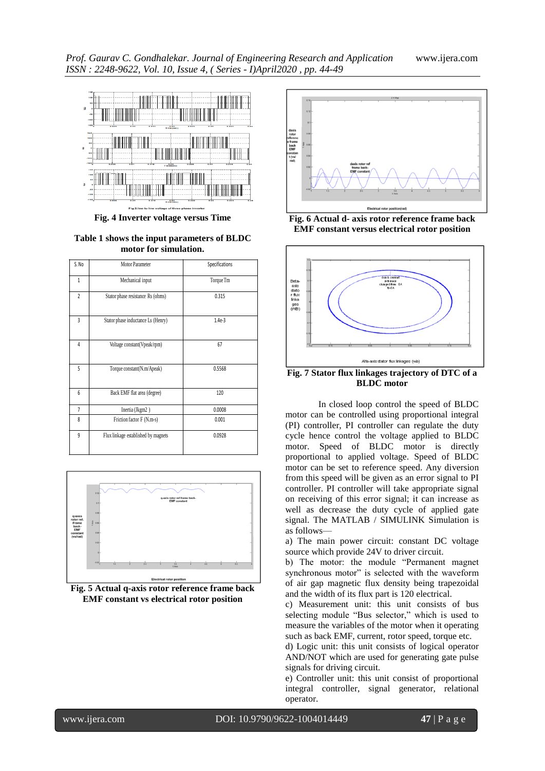Fig. 4 Inverter voltage versus Time

**Table 1 shows the input parameters of BLDC motor for simulation.**

| S. No | Motor Parameter | Specifications |
|---|---|---|
| 1 | Mechanical input | Torque Tm |
| 2 | Stator phase resistance Rs (ohms) | 0.315 |
| 3 | Stator phase inductance Ls (Henry) | 1.4e-3 |
| 4 | Voltage constant(Vpeak/rpm) | 67 |
| 5 | Torque constant(N.m/Apeak) | 0.5568 |
| 6 | Back EMF flat area (degree) | 120 |
| 7 | Inertia (Jkgm2 ) | 0.0008 |
| 8 | Friction factor F (N.m-s) | 0.001 |
| 9 | Flux linkage established by magnets | 0.0928 |

**Fig. 5 Actual q-axis rotor reference frame back EMF constant vs electrical rotor position**

**Fig. 6 Actual d- axis rotor reference frame back EMF constant versus electrical rotor position**

**Fig. 7 Stator flux linkages trajectory of DTC of a BLDC motor**

In closed loop control the speed of BLDC motor can be controlled using proportional integral (PI) controller, PI controller can regulate the duty cycle hence control the voltage applied to BLDC motor. Speed of BLDC motor is directly proportional to applied voltage. Speed of BLDC motor can be set to reference speed. Any diversion from this speed will be given as an error signal to PI controller. PI controller will take appropriate signal on receiving of this error signal; it can increase as well as decrease the duty cycle of applied gate signal. The MATLAB / SIMULINK Simulation is as follows—

a) The main power circuit: constant DC voltage source which provide 24V to driver circuit.

b) The motor: the module "Permanent magnet synchronous motor" is selected with the waveform of air gap magnetic flux density being trapezoidal and the width of its flux part is 120 electrical.

c) Measurement unit: this unit consists of bus selecting module "Bus selector," which is used to measure the variables of the motor when it operating such as back EMF, current, rotor speed, torque etc.

d) Logic unit: this unit consists of logical operator AND/NOT which are used for generating gate pulse signals for driving circuit.

e) Controller unit: this unit consist of proportional integral controller, signal generator, relational operator.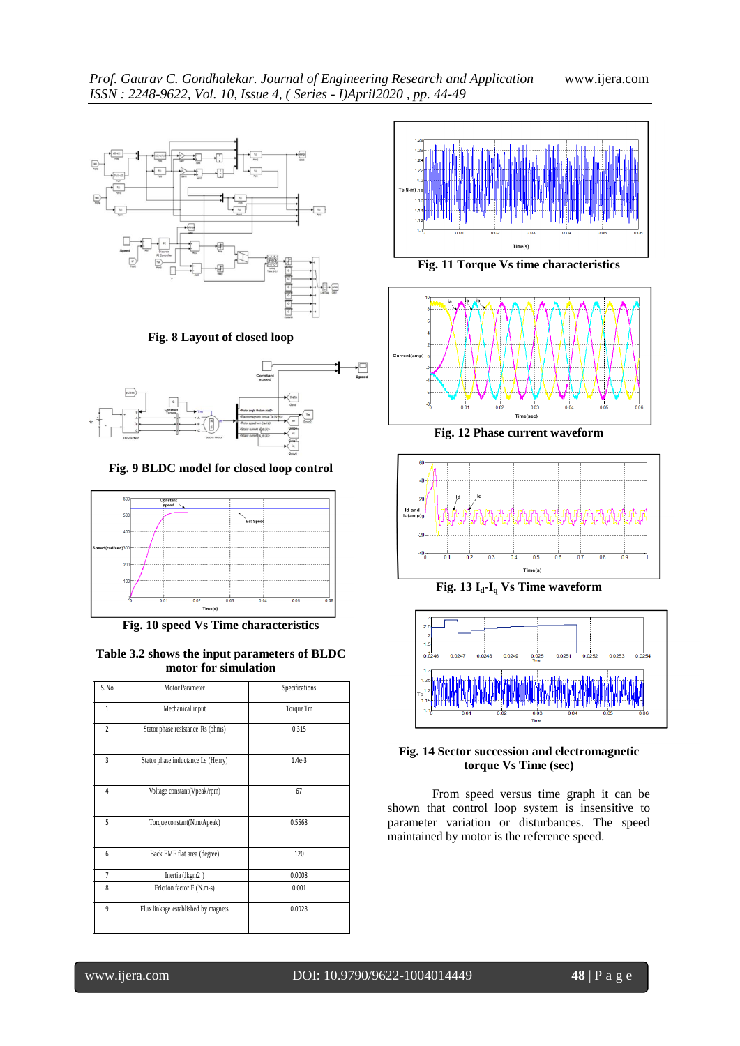**Fig. 8 Layout of closed loop**

**Fig. 9 BLDC model for closed loop control**

**Fig. 10 speed Vs Time characteristics**

**Table 3.2 shows the input parameters of BLDC motor for simulation**

| S. No | Motor Parameter | Specifications |
|---|---|---|
| 1 | Mechanical input | Torque Tm |
| 2 | Stator phase resistance Rs (ohms) | 0.315 |
| 3 | Stator phase inductance Ls (Henry) | 1.4e-3 |
| 4 | Voltage constant(Vpeak/rpm) | 67 |
| 5 | Torque constant(N.m/Apeak) | 0.5568 |
| 6 | Back EMF flat area (degree) | 120 |
| 7 | Inertia (Jkgm2 ) | 0.0008 |
| 8 | Friction factor F (N.m-s) | 0.001 |
| 9 | Flux linkage established by magnets | 0.0928 |

**Fig. 11 Torque Vs time characteristics**

**Fig. 12 Phase current waveform**

**Fig. 13 $I_d$-$I_q$ Vs Time waveform**

**Fig. 14 Sector succession and electromagnetic torque Vs Time (sec)**

From speed versus time graph it can be shown that control loop system is insensitive to parameter variation or disturbances. The speed maintained by motor is the reference speed.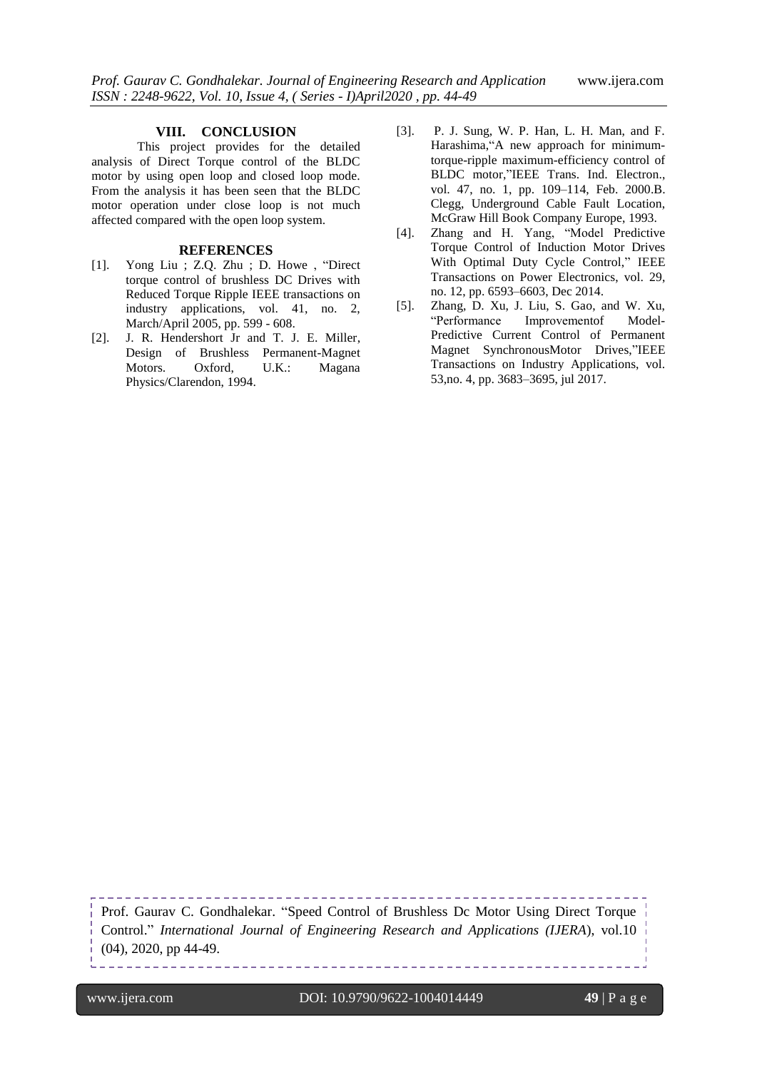## VIII. CONCLUSION

This project provides for the detailed analysis of Direct Torque control of the BLDC motor by using open loop and closed loop mode. From the analysis it has been seen that the BLDC motor operation under close loop is not much affected compared with the open loop system.

## REFERENCES

[1]. Yong Liu ; Z.Q. Zhu ; D. Howe , "Direct torque control of brushless DC Drives with Reduced Torque Ripple IEEE transactions on industry applications, vol. 41, no. 2, March/April 2005, pp. 599 - 608.

[2]. J. R. Hendershort Jr and T. J. E. Miller, Design of Brushless Permanent-Magnet Motors. Oxford, U.K.: Magana Physics/Clarendon, 1994.

[3]. P. J. Sung, W. P. Han, L. H. Man, and F. Harashima,"A new approach for minimum-torque-ripple maximum-efficiency control of BLDC motor,"IEEE Trans. Ind. Electron., vol. 47, no. 1, pp. 109–114, Feb. 2000.B. Clegg, Underground Cable Fault Location, McGraw Hill Book Company Europe, 1993.

[4]. Zhang and H. Yang, "Model Predictive Torque Control of Induction Motor Drives With Optimal Duty Cycle Control," IEEE Transactions on Power Electronics, vol. 29, no. 12, pp. 6593–6603, Dec 2014.

[5]. Zhang, D. Xu, J. Liu, S. Gao, and W. Xu, "Performance Improvementof Model-Predictive Current Control of Permanent Magnet SynchronousMotor Drives,"IEEE Transactions on Industry Applications, vol. 53,no. 4, pp. 3683–3695, jul 2017.

Prof. Gaurav C. Gondhalekar. "Speed Control of Brushless Dc Motor Using Direct Torque Control." *International Journal of Engineering Research and Applications (IJERA*), vol.10 (04), 2020, pp 44-49.